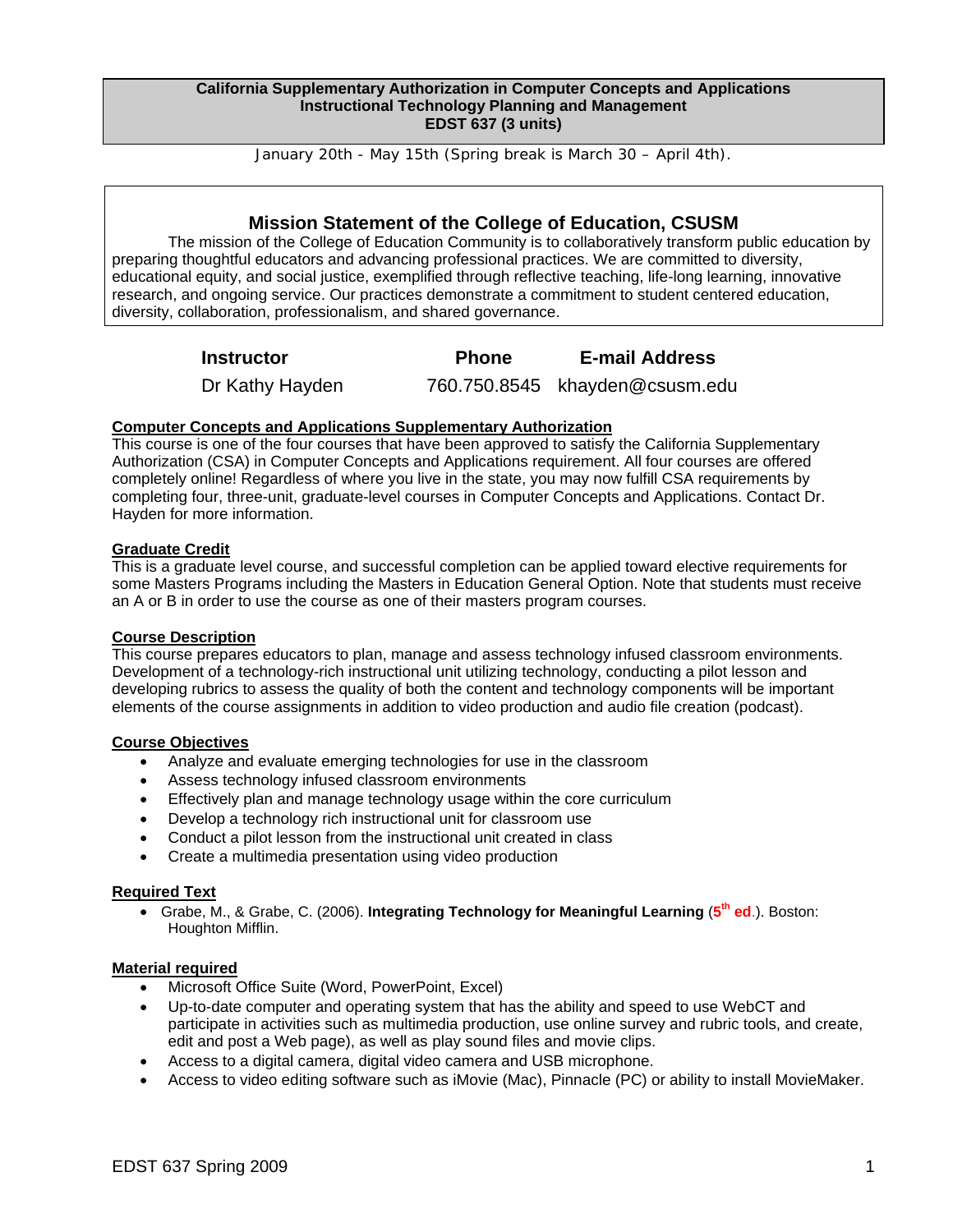**California Supplementary Authorization in Computer Concepts and Applications**
**Instructional Technology Planning and Management**
**EDST 637 (3 units)**

January 20th - May 15th (Spring break is March 30 – April 4th).

## Mission Statement of the College of Education, CSUSM

The mission of the College of Education Community is to collaboratively transform public education by preparing thoughtful educators and advancing professional practices. We are committed to diversity, educational equity, and social justice, exemplified through reflective teaching, life-long learning, innovative research, and ongoing service. Our practices demonstrate a commitment to student centered education, diversity, collaboration, professionalism, and shared governance.

| Instructor | Phone | E-mail Address |
| --- | --- | --- |
| Dr Kathy Hayden | 760.750.8545 | khayden@csusm.edu |

### Computer Concepts and Applications Supplementary Authorization

This course is one of the four courses that have been approved to satisfy the California Supplementary Authorization (CSA) in Computer Concepts and Applications requirement. All four courses are offered completely online! Regardless of where you live in the state, you may now fulfill CSA requirements by completing four, three-unit, graduate-level courses in Computer Concepts and Applications. Contact Dr. Hayden for more information.

### Graduate Credit

This is a graduate level course, and successful completion can be applied toward elective requirements for some Masters Programs including the Masters in Education General Option. Note that students must receive an A or B in order to use the course as one of their masters program courses.

### Course Description

This course prepares educators to plan, manage and assess technology infused classroom environments. Development of a technology-rich instructional unit utilizing technology, conducting a pilot lesson and developing rubrics to assess the quality of both the content and technology components will be important elements of the course assignments in addition to video production and audio file creation (podcast).

### Course Objectives

- Analyze and evaluate emerging technologies for use in the classroom
- Assess technology infused classroom environments
- Effectively plan and manage technology usage within the core curriculum
- Develop a technology rich instructional unit for classroom use
- Conduct a pilot lesson from the instructional unit created in class
- Create a multimedia presentation using video production

### Required Text

- Grabe, M., & Grabe, C. (2006). **Integrating Technology for Meaningful Learning** (**5th ed**.). Boston: Houghton Mifflin.

### Material required

- Microsoft Office Suite (Word, PowerPoint, Excel)
- Up-to-date computer and operating system that has the ability and speed to use WebCT and participate in activities such as multimedia production, use online survey and rubric tools, and create, edit and post a Web page), as well as play sound files and movie clips.
- Access to a digital camera, digital video camera and USB microphone.
- Access to video editing software such as iMovie (Mac), Pinnacle (PC) or ability to install MovieMaker.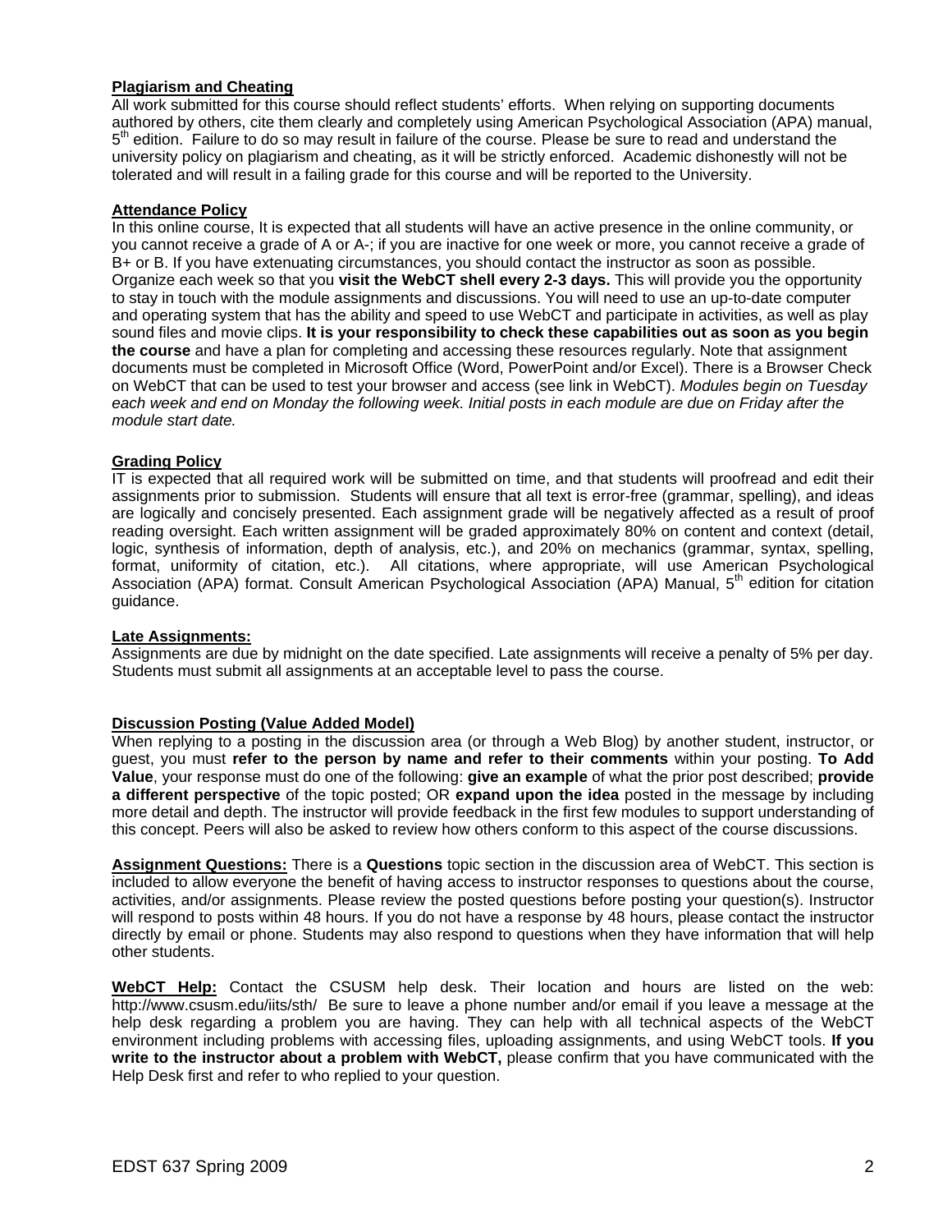**Plagiarism and Cheating**

All work submitted for this course should reflect students' efforts. When relying on supporting documents authored by others, cite them clearly and completely using American Psychological Association (APA) manual, 5th edition. Failure to do so may result in failure of the course. Please be sure to read and understand the university policy on plagiarism and cheating, as it will be strictly enforced. Academic dishonestly will not be tolerated and will result in a failing grade for this course and will be reported to the University.

**Attendance Policy**

In this online course, It is expected that all students will have an active presence in the online community, or you cannot receive a grade of A or A-; if you are inactive for one week or more, you cannot receive a grade of B+ or B. If you have extenuating circumstances, you should contact the instructor as soon as possible. Organize each week so that you **visit the WebCT shell every 2-3 days.** This will provide you the opportunity to stay in touch with the module assignments and discussions. You will need to use an up-to-date computer and operating system that has the ability and speed to use WebCT and participate in activities, as well as play sound files and movie clips. **It is your responsibility to check these capabilities out as soon as you begin the course** and have a plan for completing and accessing these resources regularly. Note that assignment documents must be completed in Microsoft Office (Word, PowerPoint and/or Excel). There is a Browser Check on WebCT that can be used to test your browser and access (see link in WebCT). *Modules begin on Tuesday each week and end on Monday the following week. Initial posts in each module are due on Friday after the module start date.*

**Grading Policy**

IT is expected that all required work will be submitted on time, and that students will proofread and edit their assignments prior to submission. Students will ensure that all text is error-free (grammar, spelling), and ideas are logically and concisely presented. Each assignment grade will be negatively affected as a result of proof reading oversight. Each written assignment will be graded approximately 80% on content and context (detail, logic, synthesis of information, depth of analysis, etc.), and 20% on mechanics (grammar, syntax, spelling, format, uniformity of citation, etc.). All citations, where appropriate, will use American Psychological Association (APA) format. Consult American Psychological Association (APA) Manual, 5th edition for citation guidance.

**Late Assignments:**

Assignments are due by midnight on the date specified. Late assignments will receive a penalty of 5% per day. Students must submit all assignments at an acceptable level to pass the course.

**Discussion Posting (Value Added Model)**

When replying to a posting in the discussion area (or through a Web Blog) by another student, instructor, or guest, you must **refer to the person by name and refer to their comments** within your posting. **To Add Value**, your response must do one of the following: **give an example** of what the prior post described; **provide a different perspective** of the topic posted; OR **expand upon the idea** posted in the message by including more detail and depth. The instructor will provide feedback in the first few modules to support understanding of this concept. Peers will also be asked to review how others conform to this aspect of the course discussions.

**Assignment Questions:** There is a **Questions** topic section in the discussion area of WebCT. This section is included to allow everyone the benefit of having access to instructor responses to questions about the course, activities, and/or assignments. Please review the posted questions before posting your question(s). Instructor will respond to posts within 48 hours. If you do not have a response by 48 hours, please contact the instructor directly by email or phone. Students may also respond to questions when they have information that will help other students.

**WebCT Help:** Contact the CSUSM help desk. Their location and hours are listed on the web: http://www.csusm.edu/iits/sth/ Be sure to leave a phone number and/or email if you leave a message at the help desk regarding a problem you are having. They can help with all technical aspects of the WebCT environment including problems with accessing files, uploading assignments, and using WebCT tools. **If you write to the instructor about a problem with WebCT,** please confirm that you have communicated with the Help Desk first and refer to who replied to your question.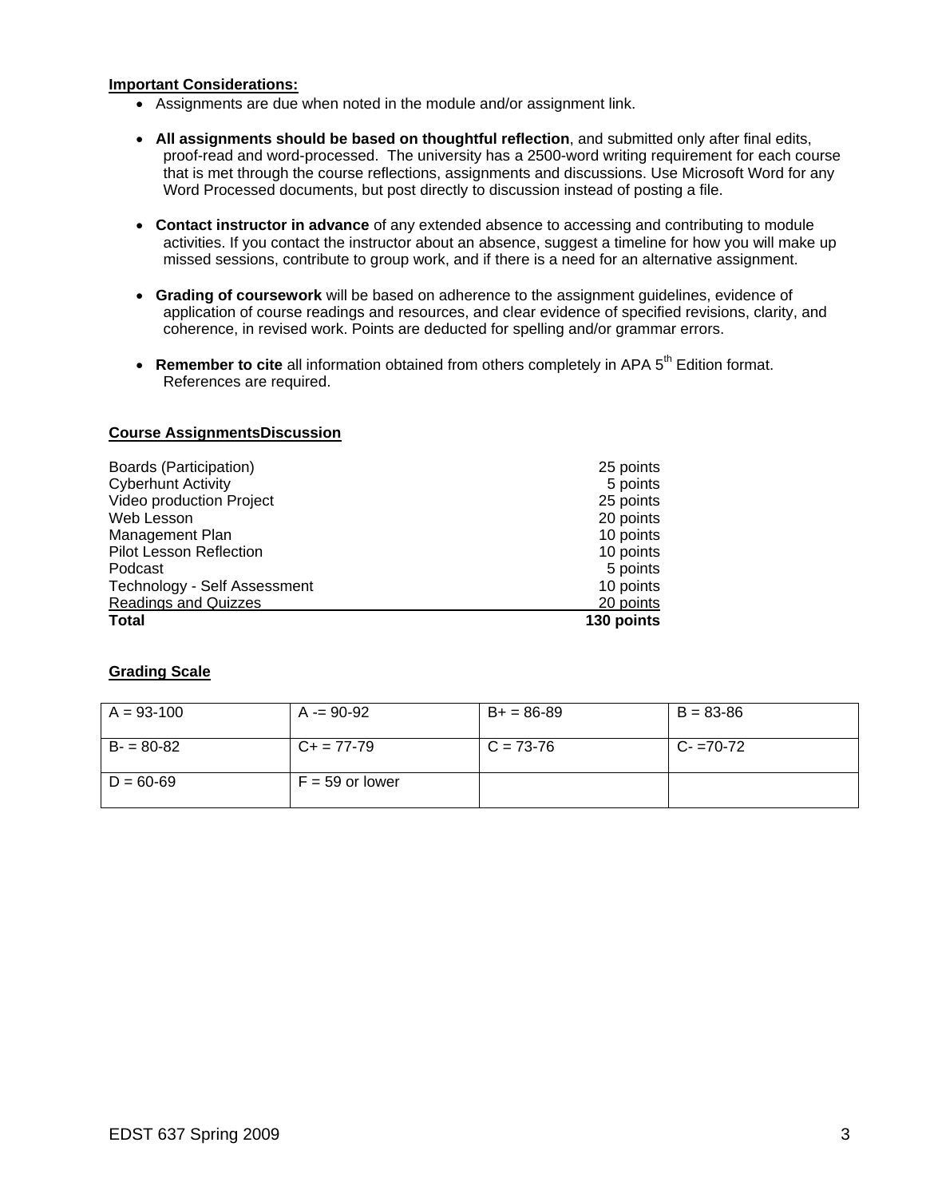**Important Considerations:**

- Assignments are due when noted in the module and/or assignment link.
- **All assignments should be based on thoughtful reflection**, and submitted only after final edits, proof-read and word-processed. The university has a 2500-word writing requirement for each course that is met through the course reflections, assignments and discussions. Use Microsoft Word for any Word Processed documents, but post directly to discussion instead of posting a file.
- **Contact instructor in advance** of any extended absence to accessing and contributing to module activities. If you contact the instructor about an absence, suggest a timeline for how you will make up missed sessions, contribute to group work, and if there is a need for an alternative assignment.
- **Grading of coursework** will be based on adherence to the assignment guidelines, evidence of application of course readings and resources, and clear evidence of specified revisions, clarity, and coherence, in revised work. Points are deducted for spelling and/or grammar errors.
- **Remember to cite** all information obtained from others completely in APA 5th Edition format. References are required.

**Course AssignmentsDiscussion**

| | |
|---|---|
| Boards (Participation) | 25 points |
| Cyberhunt Activity | 5 points |
| Video production Project | 25 points |
| Web Lesson | 20 points |
| Management Plan | 10 points |
| Pilot Lesson Reflection | 10 points |
| Podcast | 5 points |
| Technology - Self Assessment | 10 points |
| Readings and Quizzes | 20 points |
| **Total** | **130 points** |

**Grading Scale**

| | | | |
|---|---|---|---|
| A = 93-100 | A -= 90-92 | B+ = 86-89 | B = 83-86 |
| B- = 80-82 | C+ = 77-79 | C = 73-76 | C- =70-72 |
| D = 60-69 | F = 59 or lower | | |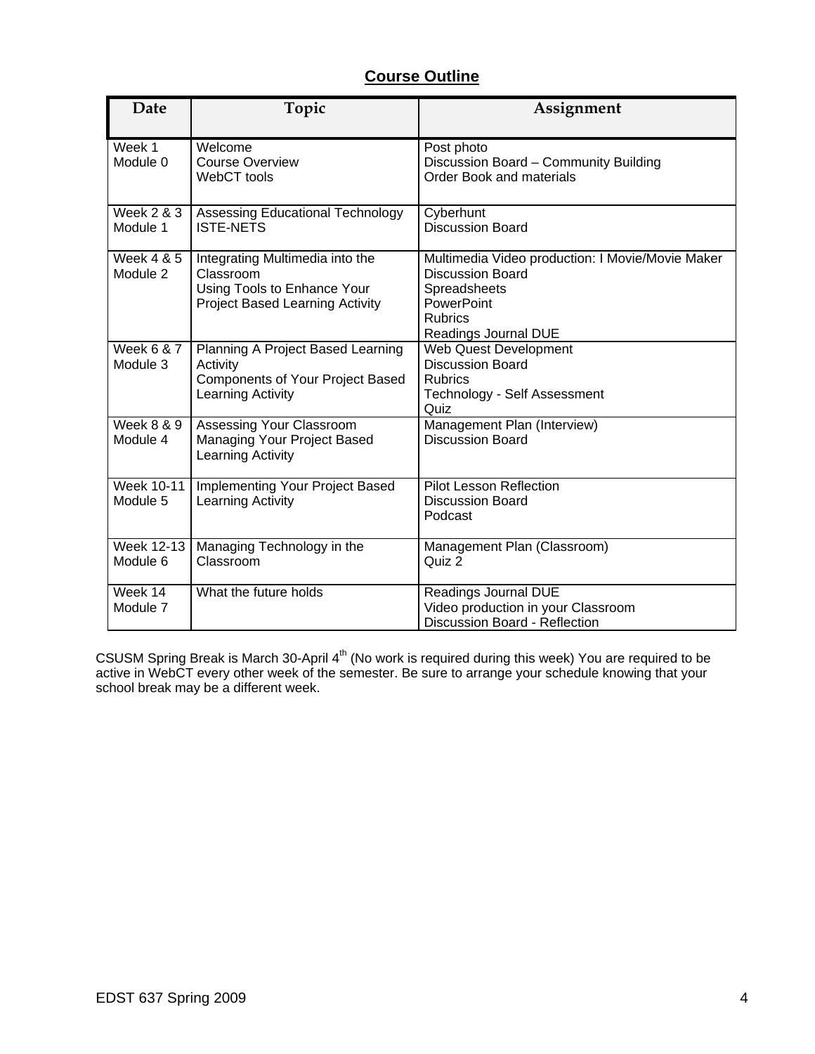## Course Outline

| Date | Topic | Assignment |
| --- | --- | --- |
| Week 1<br>Module 0 | Welcome<br>Course Overview<br>WebCT tools | Post photo<br>Discussion Board – Community Building<br>Order Book and materials |
| Week 2 & 3<br>Module 1 | Assessing Educational Technology<br>ISTE-NETS | Cyberhunt<br>Discussion Board |
| Week 4 & 5<br>Module 2 | Integrating Multimedia into the Classroom<br>Using Tools to Enhance Your Project Based Learning Activity | Multimedia Video production: I Movie/Movie Maker<br>Discussion Board<br>Spreadsheets<br>PowerPoint<br>Rubrics<br>Readings Journal DUE |
| Week 6 & 7<br>Module 3 | Planning A Project Based Learning Activity<br>Components of Your Project Based Learning Activity | Web Quest Development<br>Discussion Board<br>Rubrics<br>Technology - Self Assessment<br>Quiz |
| Week 8 & 9<br>Module 4 | Assessing Your Classroom<br>Managing Your Project Based Learning Activity | Management Plan (Interview)<br>Discussion Board |
| Week 10-11<br>Module 5 | Implementing Your Project Based Learning Activity | Pilot Lesson Reflection<br>Discussion Board<br>Podcast |
| Week 12-13<br>Module 6 | Managing Technology in the Classroom | Management Plan (Classroom)<br>Quiz 2 |
| Week 14<br>Module 7 | What the future holds | Readings Journal DUE<br>Video production in your Classroom<br>Discussion Board - Reflection |

CSUSM Spring Break is March 30-April 4th (No work is required during this week) You are required to be active in WebCT every other week of the semester. Be sure to arrange your schedule knowing that your school break may be a different week.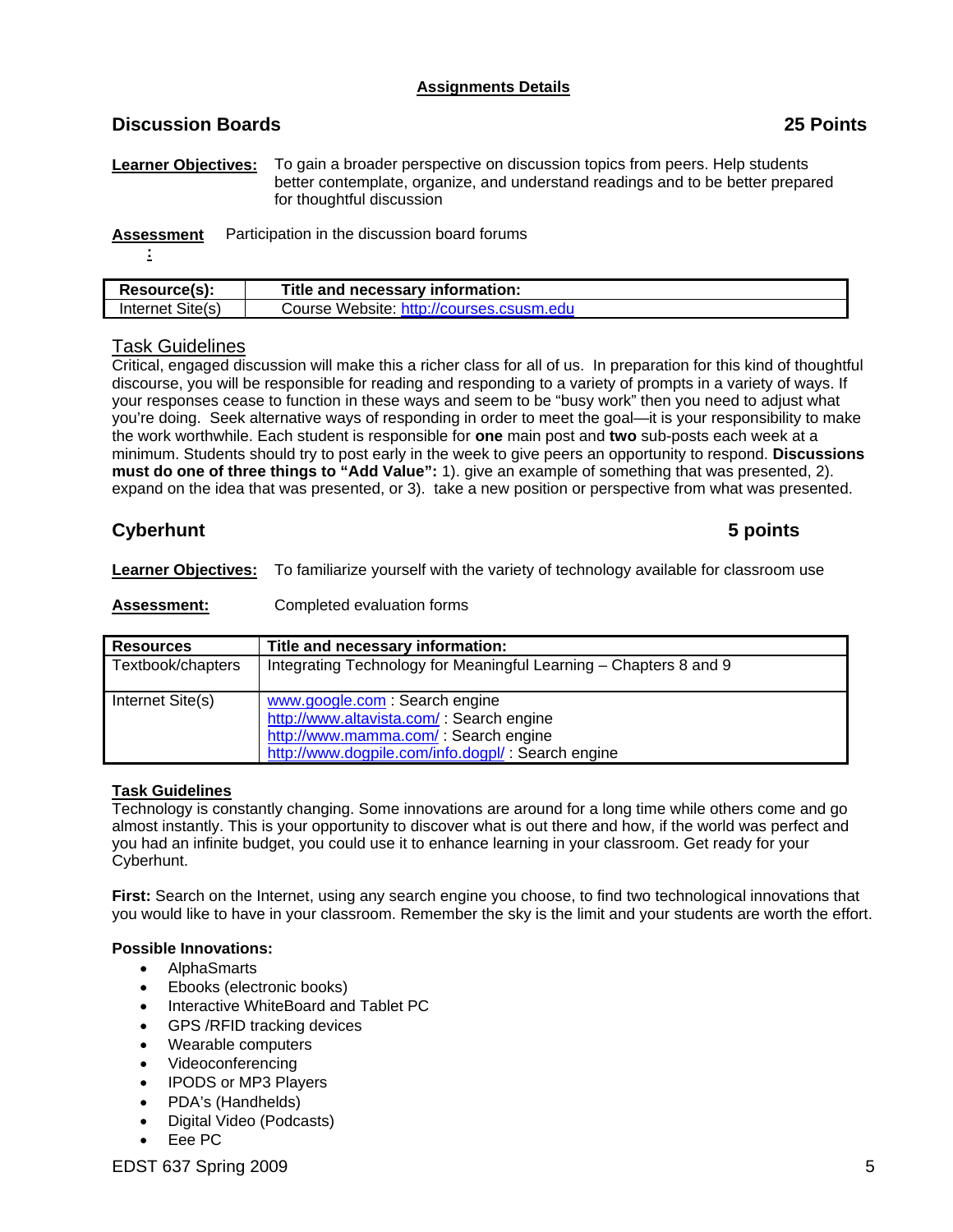## Assignments Details

### Discussion Boards — 25 Points

**Learner Objectives:** To gain a broader perspective on discussion topics from peers. Help students better contemplate, organize, and understand readings and to be better prepared for thoughtful discussion

**Assessment:** Participation in the discussion board forums

| Resource(s): | Title and necessary information: |
|---|---|
| Internet Site(s) | Course Website: http://courses.csusm.edu |

#### Task Guidelines

Critical, engaged discussion will make this a richer class for all of us. In preparation for this kind of thoughtful discourse, you will be responsible for reading and responding to a variety of prompts in a variety of ways. If your responses cease to function in these ways and seem to be "busy work" then you need to adjust what you're doing. Seek alternative ways of responding in order to meet the goal—it is your responsibility to make the work worthwhile. Each student is responsible for **one** main post and **two** sub-posts each week at a minimum. Students should try to post early in the week to give peers an opportunity to respond. **Discussions must do one of three things to "Add Value":** 1). give an example of something that was presented, 2). expand on the idea that was presented, or 3). take a new position or perspective from what was presented.

### Cyberhunt — 5 points

**Learner Objectives:** To familiarize yourself with the variety of technology available for classroom use

**Assessment:** Completed evaluation forms

| Resources | Title and necessary information: |
|---|---|
| Textbook/chapters | Integrating Technology for Meaningful Learning – Chapters 8 and 9 |
| Internet Site(s) | www.google.com : Search engine<br>http://www.altavista.com/ : Search engine<br>http://www.mamma.com/ : Search engine<br>http://www.dogpile.com/info.dogpl/ : Search engine |

#### Task Guidelines

Technology is constantly changing. Some innovations are around for a long time while others come and go almost instantly. This is your opportunity to discover what is out there and how, if the world was perfect and you had an infinite budget, you could use it to enhance learning in your classroom. Get ready for your Cyberhunt.

**First:** Search on the Internet, using any search engine you choose, to find two technological innovations that you would like to have in your classroom. Remember the sky is the limit and your students are worth the effort.

**Possible Innovations:**

- AlphaSmarts
- Ebooks (electronic books)
- Interactive WhiteBoard and Tablet PC
- GPS /RFID tracking devices
- Wearable computers
- Videoconferencing
- IPODS or MP3 Players
- PDA's (Handhelds)
- Digital Video (Podcasts)
- Eee PC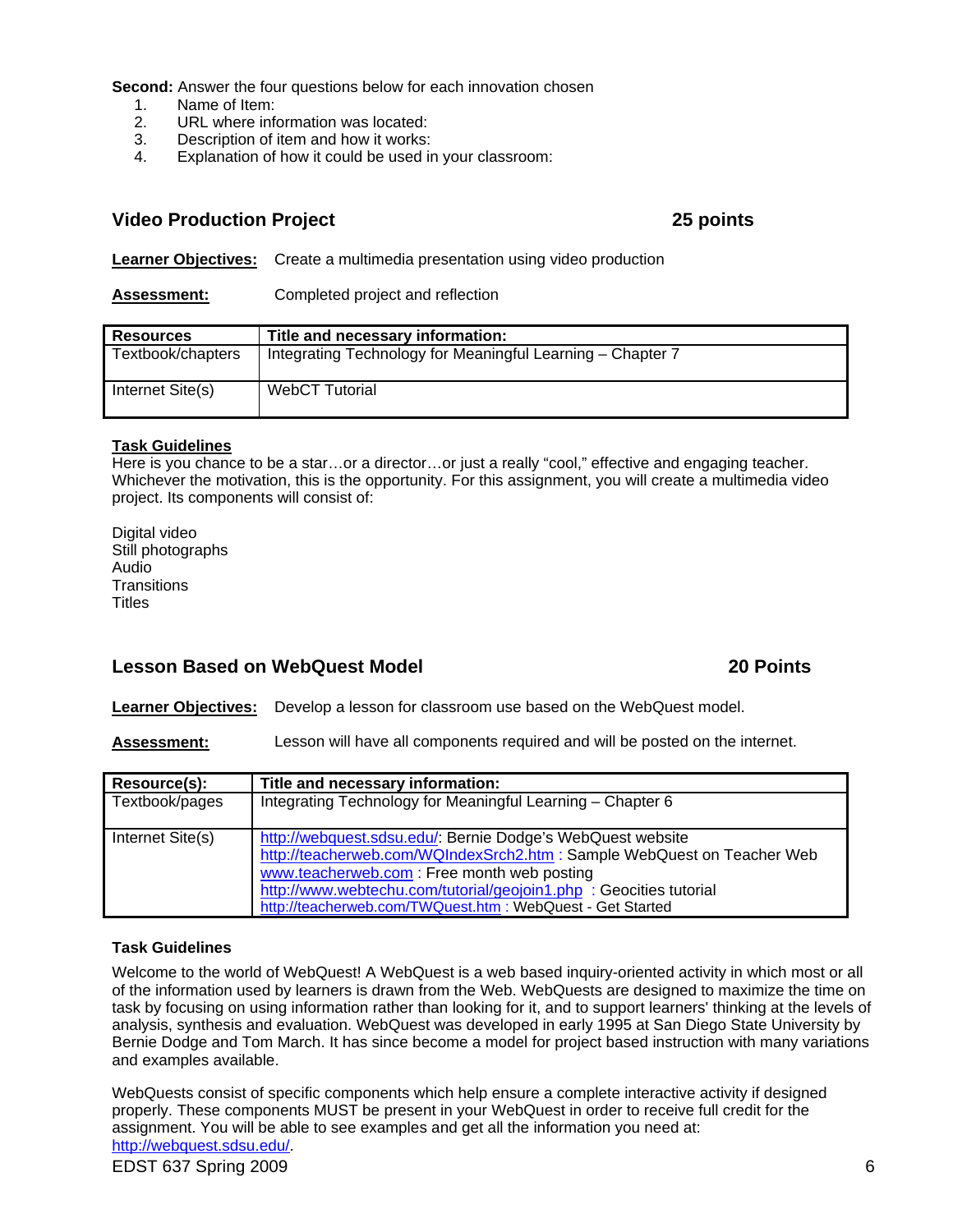**Second:** Answer the four questions below for each innovation chosen

1. Name of Item:
2. URL where information was located:
3. Description of item and how it works:
4. Explanation of how it could be used in your classroom:

## Video Production Project — 25 points

**Learner Objectives:** Create a multimedia presentation using video production

**Assessment:** Completed project and reflection

| Resources | Title and necessary information: |
|---|---|
| Textbook/chapters | Integrating Technology for Meaningful Learning – Chapter 7 |
| Internet Site(s) | WebCT Tutorial |

**Task Guidelines**

Here is you chance to be a star…or a director…or just a really "cool," effective and engaging teacher. Whichever the motivation, this is the opportunity. For this assignment, you will create a multimedia video project. Its components will consist of:

Digital video
Still photographs
Audio
Transitions
Titles

## Lesson Based on WebQuest Model — 20 Points

**Learner Objectives:** Develop a lesson for classroom use based on the WebQuest model.

**Assessment:** Lesson will have all components required and will be posted on the internet.

| Resource(s): | Title and necessary information: |
|---|---|
| Textbook/pages | Integrating Technology for Meaningful Learning – Chapter 6 |
| Internet Site(s) | http://webquest.sdsu.edu/: Bernie Dodge's WebQuest website<br>http://teacherweb.com/WQIndexSrch2.htm : Sample WebQuest on Teacher Web<br>www.teacherweb.com : Free month web posting<br>http://www.webtechu.com/tutorial/geojoin1.php : Geocities tutorial<br>http://teacherweb.com/TWQuest.htm : WebQuest - Get Started |

**Task Guidelines**

Welcome to the world of WebQuest! A WebQuest is a web based inquiry-oriented activity in which most or all of the information used by learners is drawn from the Web. WebQuests are designed to maximize the time on task by focusing on using information rather than looking for it, and to support learners' thinking at the levels of analysis, synthesis and evaluation. WebQuest was developed in early 1995 at San Diego State University by Bernie Dodge and Tom March. It has since become a model for project based instruction with many variations and examples available.

WebQuests consist of specific components which help ensure a complete interactive activity if designed properly. These components MUST be present in your WebQuest in order to receive full credit for the assignment. You will be able to see examples and get all the information you need at: http://webquest.sdsu.edu/.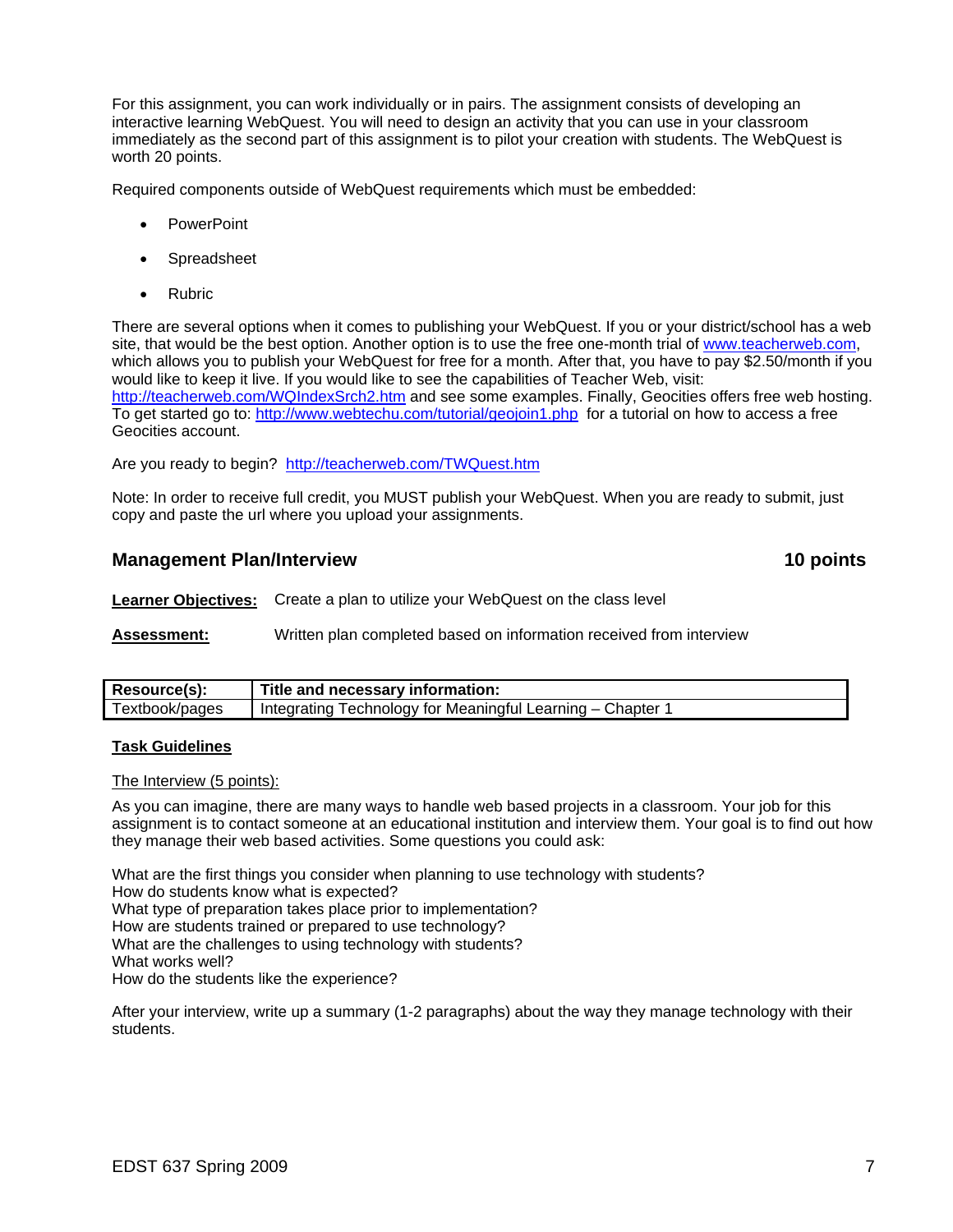For this assignment, you can work individually or in pairs. The assignment consists of developing an interactive learning WebQuest. You will need to design an activity that you can use in your classroom immediately as the second part of this assignment is to pilot your creation with students. The WebQuest is worth 20 points.

Required components outside of WebQuest requirements which must be embedded:

- PowerPoint
- Spreadsheet
- Rubric

There are several options when it comes to publishing your WebQuest. If you or your district/school has a web site, that would be the best option. Another option is to use the free one-month trial of [www.teacherweb.com](http://www.teacherweb.com), which allows you to publish your WebQuest for free for a month. After that, you have to pay $2.50/month if you would like to keep it live. If you would like to see the capabilities of Teacher Web, visit: [http://teacherweb.com/WQIndexSrch2.htm](http://teacherweb.com/WQIndexSrch2.htm) and see some examples. Finally, Geocities offers free web hosting. To get started go to: [http://www.webtechu.com/tutorial/geojoin1.php](http://www.webtechu.com/tutorial/geojoin1.php) for a tutorial on how to access a free Geocities account.

Are you ready to begin? [http://teacherweb.com/TWQuest.htm](http://teacherweb.com/TWQuest.htm)

Note: In order to receive full credit, you MUST publish your WebQuest. When you are ready to submit, just copy and paste the url where you upload your assignments.

## Management Plan/Interview — 10 points

**Learner Objectives:** Create a plan to utilize your WebQuest on the class level

**Assessment:** Written plan completed based on information received from interview

| Resource(s): | Title and necessary information: |
|---|---|
| Textbook/pages | Integrating Technology for Meaningful Learning – Chapter 1 |

**Task Guidelines**

The Interview (5 points):

As you can imagine, there are many ways to handle web based projects in a classroom. Your job for this assignment is to contact someone at an educational institution and interview them. Your goal is to find out how they manage their web based activities. Some questions you could ask:

What are the first things you consider when planning to use technology with students?
How do students know what is expected?
What type of preparation takes place prior to implementation?
How are students trained or prepared to use technology?
What are the challenges to using technology with students?
What works well?
How do the students like the experience?

After your interview, write up a summary (1-2 paragraphs) about the way they manage technology with their students.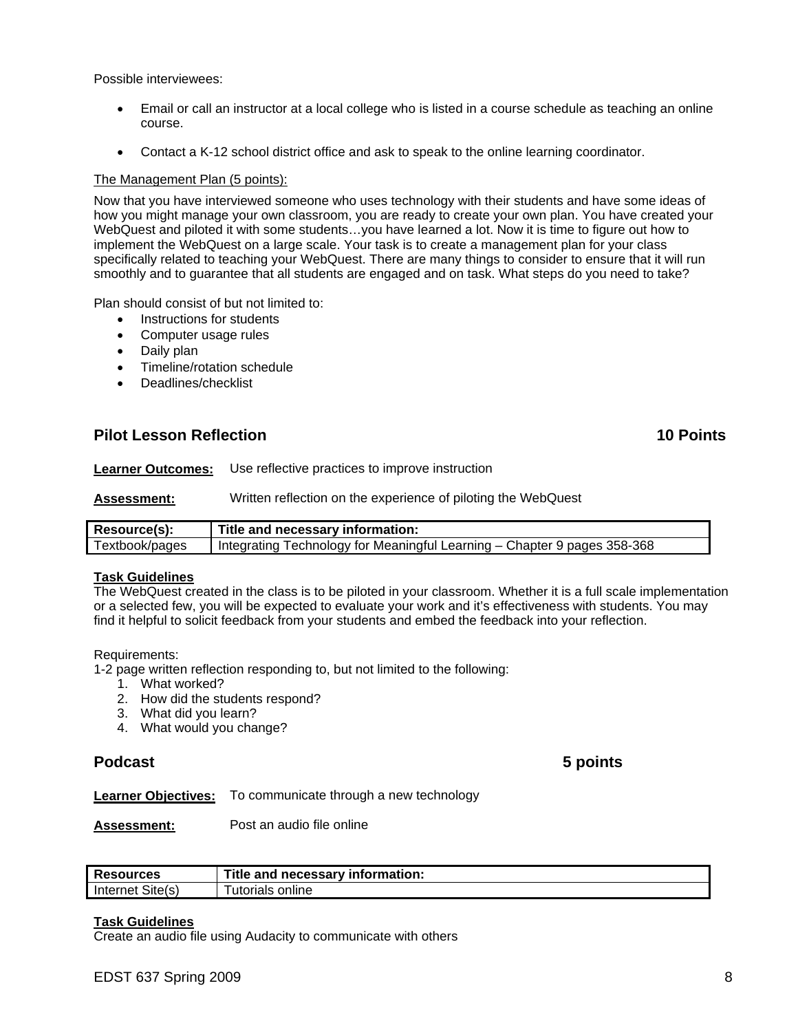Possible interviewees:

- Email or call an instructor at a local college who is listed in a course schedule as teaching an online course.
- Contact a K-12 school district office and ask to speak to the online learning coordinator.

The Management Plan (5 points):

Now that you have interviewed someone who uses technology with their students and have some ideas of how you might manage your own classroom, you are ready to create your own plan. You have created your WebQuest and piloted it with some students…you have learned a lot. Now it is time to figure out how to implement the WebQuest on a large scale. Your task is to create a management plan for your class specifically related to teaching your WebQuest. There are many things to consider to ensure that it will run smoothly and to guarantee that all students are engaged and on task. What steps do you need to take?

Plan should consist of but not limited to:

- Instructions for students
- Computer usage rules
- Daily plan
- Timeline/rotation schedule
- Deadlines/checklist

## Pilot Lesson Reflection — 10 Points

**Learner Outcomes:** Use reflective practices to improve instruction

**Assessment:** Written reflection on the experience of piloting the WebQuest

| Resource(s): | Title and necessary information: |
|---|---|
| Textbook/pages | Integrating Technology for Meaningful Learning – Chapter 9 pages 358-368 |

**Task Guidelines**
The WebQuest created in the class is to be piloted in your classroom. Whether it is a full scale implementation or a selected few, you will be expected to evaluate your work and it's effectiveness with students. You may find it helpful to solicit feedback from your students and embed the feedback into your reflection.

Requirements:
1-2 page written reflection responding to, but not limited to the following:

1. What worked?
2. How did the students respond?
3. What did you learn?
4. What would you change?

## Podcast — 5 points

**Learner Objectives:** To communicate through a new technology

**Assessment:** Post an audio file online

| Resources | Title and necessary information: |
|---|---|
| Internet Site(s) | Tutorials online |

**Task Guidelines**
Create an audio file using Audacity to communicate with others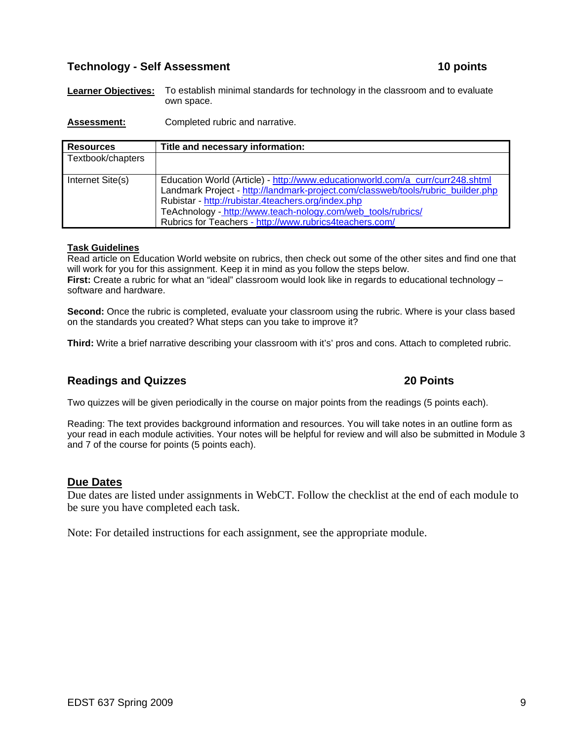## Technology - Self Assessment 10 points

**Learner Objectives:** To establish minimal standards for technology in the classroom and to evaluate own space.

**Assessment:** Completed rubric and narrative.

| Resources | Title and necessary information: |
|---|---|
| Textbook/chapters | |
| Internet Site(s) | Education World (Article) - http://www.educationworld.com/a_curr/curr248.shtml<br>Landmark Project - http://landmark-project.com/classweb/tools/rubric_builder.php<br>Rubistar - http://rubistar.4teachers.org/index.php<br>TeAchnology - http://www.teach-nology.com/web_tools/rubrics/<br>Rubrics for Teachers - http://www.rubrics4teachers.com/ |

**Task Guidelines**

Read article on Education World website on rubrics, then check out some of the other sites and find one that will work for you for this assignment. Keep it in mind as you follow the steps below.

**First:** Create a rubric for what an "ideal" classroom would look like in regards to educational technology – software and hardware.

**Second:** Once the rubric is completed, evaluate your classroom using the rubric. Where is your class based on the standards you created? What steps can you take to improve it?

**Third:** Write a brief narrative describing your classroom with it's' pros and cons. Attach to completed rubric.

## Readings and Quizzes 20 Points

Two quizzes will be given periodically in the course on major points from the readings (5 points each).

Reading: The text provides background information and resources. You will take notes in an outline form as your read in each module activities. Your notes will be helpful for review and will also be submitted in Module 3 and 7 of the course for points (5 points each).

## Due Dates

Due dates are listed under assignments in WebCT. Follow the checklist at the end of each module to be sure you have completed each task.

Note: For detailed instructions for each assignment, see the appropriate module.